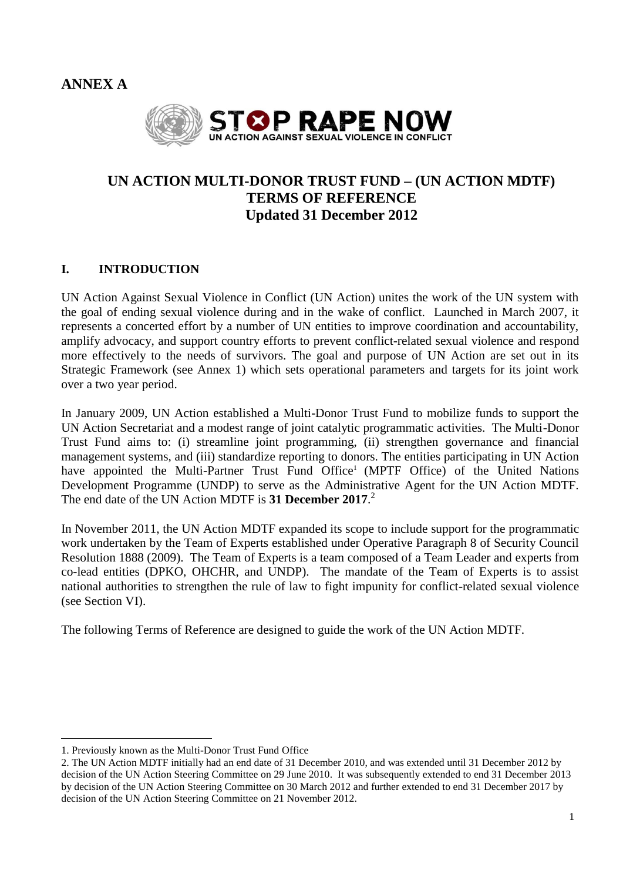**ANNEX A**

STOP RAPE NOW
UN ACTION AGAINST SEXUAL VIOLENCE IN CONFLICT

# UN ACTION MULTI-DONOR TRUST FUND – (UN ACTION MDTF) TERMS OF REFERENCE Updated 31 December 2012

## I. INTRODUCTION

UN Action Against Sexual Violence in Conflict (UN Action) unites the work of the UN system with the goal of ending sexual violence during and in the wake of conflict. Launched in March 2007, it represents a concerted effort by a number of UN entities to improve coordination and accountability, amplify advocacy, and support country efforts to prevent conflict-related sexual violence and respond more effectively to the needs of survivors. The goal and purpose of UN Action are set out in its Strategic Framework (see Annex 1) which sets operational parameters and targets for its joint work over a two year period.

In January 2009, UN Action established a Multi-Donor Trust Fund to mobilize funds to support the UN Action Secretariat and a modest range of joint catalytic programmatic activities. The Multi-Donor Trust Fund aims to: (i) streamline joint programming, (ii) strengthen governance and financial management systems, and (iii) standardize reporting to donors. The entities participating in UN Action have appointed the Multi-Partner Trust Fund Office[1] (MPTF Office) of the United Nations Development Programme (UNDP) to serve as the Administrative Agent for the UN Action MDTF. The end date of the UN Action MDTF is **31 December 2017**.[2]

In November 2011, the UN Action MDTF expanded its scope to include support for the programmatic work undertaken by the Team of Experts established under Operative Paragraph 8 of Security Council Resolution 1888 (2009). The Team of Experts is a team composed of a Team Leader and experts from co-lead entities (DPKO, OHCHR, and UNDP). The mandate of the Team of Experts is to assist national authorities to strengthen the rule of law to fight impunity for conflict-related sexual violence (see Section VI).

The following Terms of Reference are designed to guide the work of the UN Action MDTF.

---

1. Previously known as the Multi-Donor Trust Fund Office
2. The UN Action MDTF initially had an end date of 31 December 2010, and was extended until 31 December 2012 by decision of the UN Action Steering Committee on 29 June 2010. It was subsequently extended to end 31 December 2013 by decision of the UN Action Steering Committee on 30 March 2012 and further extended to end 31 December 2017 by decision of the UN Action Steering Committee on 21 November 2012.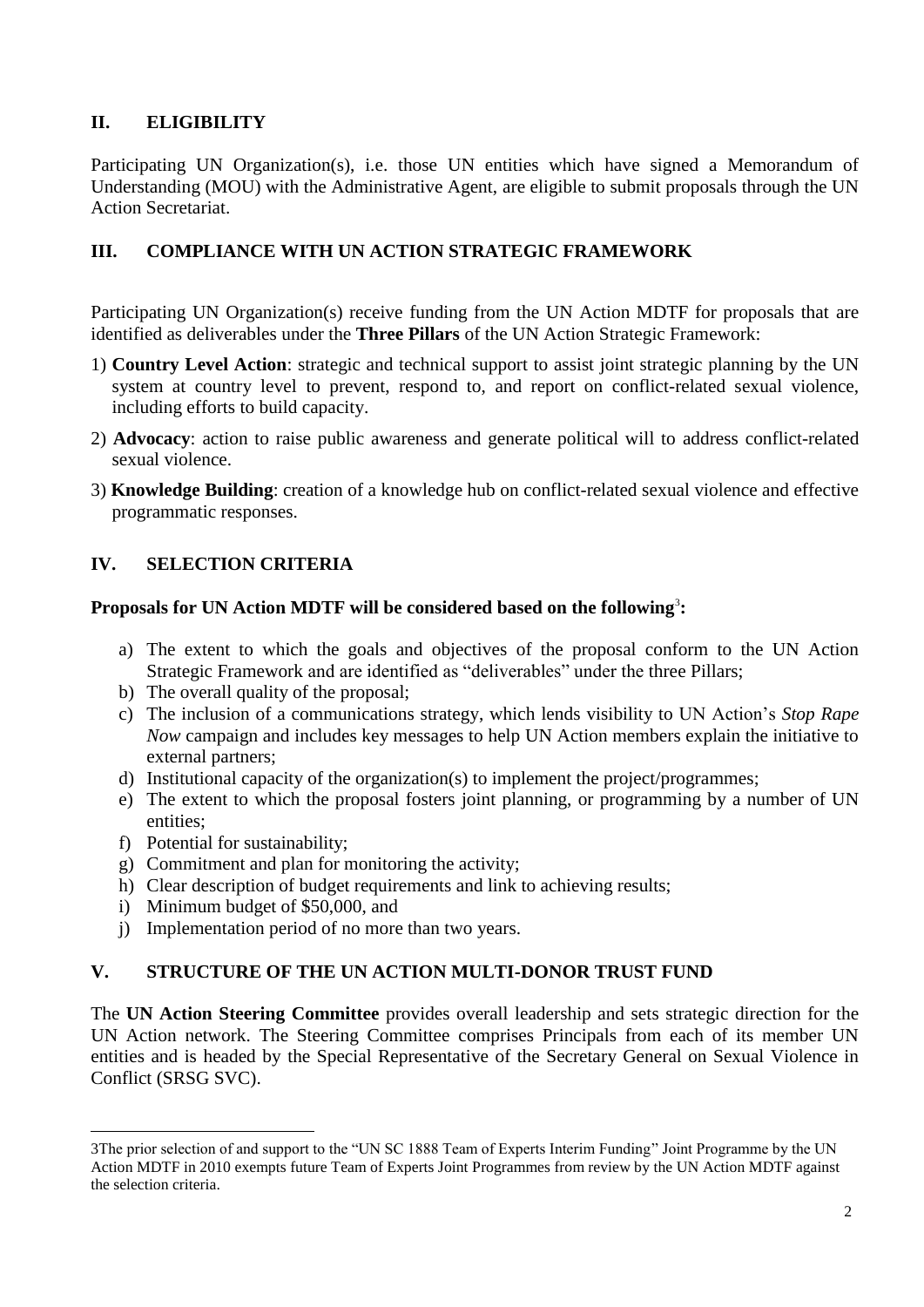## II. ELIGIBILITY

Participating UN Organization(s), i.e. those UN entities which have signed a Memorandum of Understanding (MOU) with the Administrative Agent, are eligible to submit proposals through the UN Action Secretariat.

## III. COMPLIANCE WITH UN ACTION STRATEGIC FRAMEWORK

Participating UN Organization(s) receive funding from the UN Action MDTF for proposals that are identified as deliverables under the **Three Pillars** of the UN Action Strategic Framework:

1) **Country Level Action**: strategic and technical support to assist joint strategic planning by the UN system at country level to prevent, respond to, and report on conflict-related sexual violence, including efforts to build capacity.
2) **Advocacy**: action to raise public awareness and generate political will to address conflict-related sexual violence.
3) **Knowledge Building**: creation of a knowledge hub on conflict-related sexual violence and effective programmatic responses.

## IV. SELECTION CRITERIA

**Proposals for UN Action MDTF will be considered based on the following[3]:**

a) The extent to which the goals and objectives of the proposal conform to the UN Action Strategic Framework and are identified as "deliverables" under the three Pillars;
b) The overall quality of the proposal;
c) The inclusion of a communications strategy, which lends visibility to UN Action's *Stop Rape Now* campaign and includes key messages to help UN Action members explain the initiative to external partners;
d) Institutional capacity of the organization(s) to implement the project/programmes;
e) The extent to which the proposal fosters joint planning, or programming by a number of UN entities;
f) Potential for sustainability;
g) Commitment and plan for monitoring the activity;
h) Clear description of budget requirements and link to achieving results;
i) Minimum budget of $50,000, and
j) Implementation period of no more than two years.

## V. STRUCTURE OF THE UN ACTION MULTI-DONOR TRUST FUND

The **UN Action Steering Committee** provides overall leadership and sets strategic direction for the UN Action network. The Steering Committee comprises Principals from each of its member UN entities and is headed by the Special Representative of the Secretary General on Sexual Violence in Conflict (SRSG SVC).

---

3The prior selection of and support to the "UN SC 1888 Team of Experts Interim Funding" Joint Programme by the UN Action MDTF in 2010 exempts future Team of Experts Joint Programmes from review by the UN Action MDTF against the selection criteria.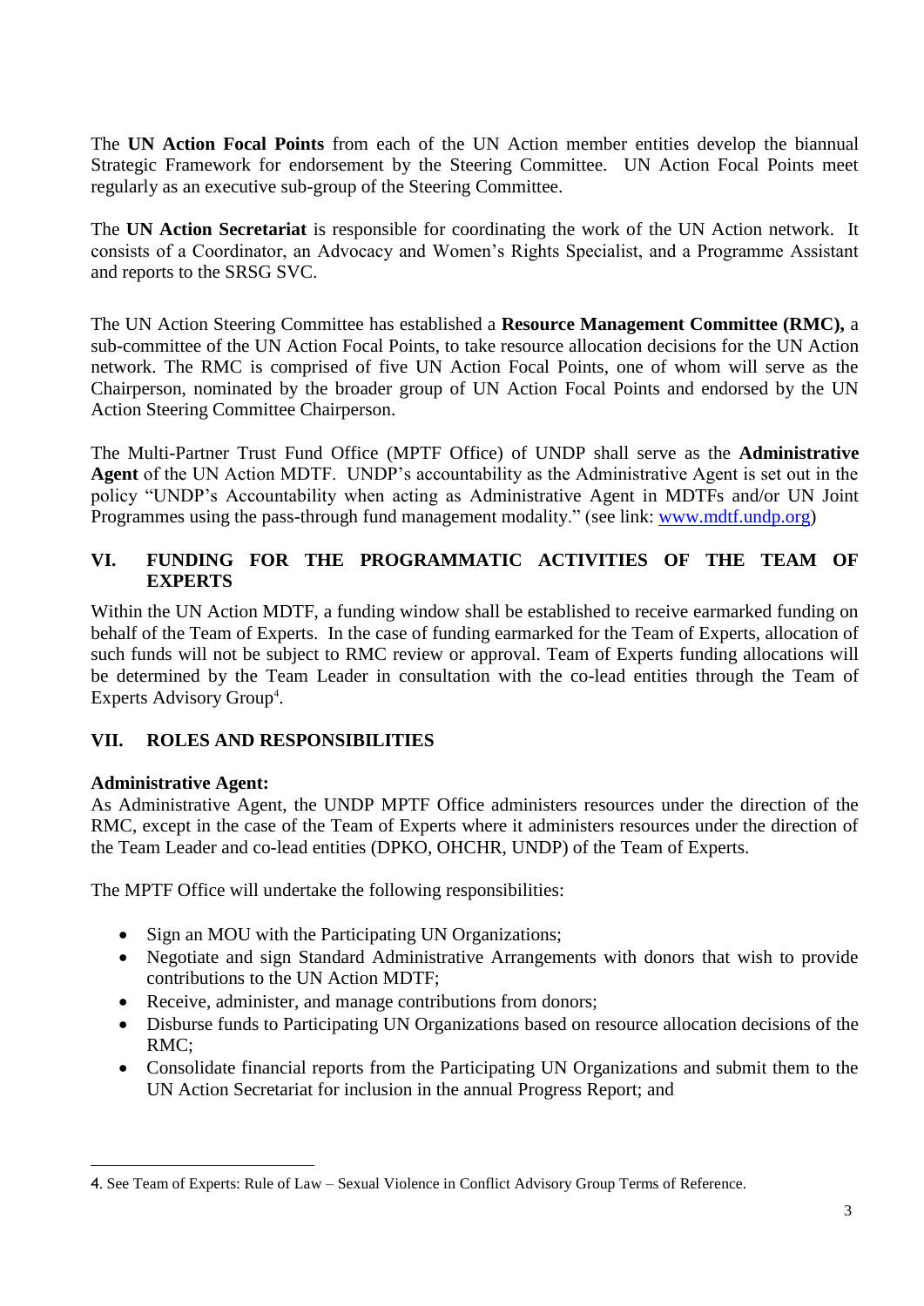The **UN Action Focal Points** from each of the UN Action member entities develop the biannual Strategic Framework for endorsement by the Steering Committee. UN Action Focal Points meet regularly as an executive sub-group of the Steering Committee.

The **UN Action Secretariat** is responsible for coordinating the work of the UN Action network. It consists of a Coordinator, an Advocacy and Women's Rights Specialist, and a Programme Assistant and reports to the SRSG SVC.

The UN Action Steering Committee has established a **Resource Management Committee (RMC),** a sub-committee of the UN Action Focal Points, to take resource allocation decisions for the UN Action network. The RMC is comprised of five UN Action Focal Points, one of whom will serve as the Chairperson, nominated by the broader group of UN Action Focal Points and endorsed by the UN Action Steering Committee Chairperson.

The Multi-Partner Trust Fund Office (MPTF Office) of UNDP shall serve as the **Administrative Agent** of the UN Action MDTF. UNDP's accountability as the Administrative Agent is set out in the policy "UNDP's Accountability when acting as Administrative Agent in MDTFs and/or UN Joint Programmes using the pass-through fund management modality." (see link: [www.mdtf.undp.org](www.mdtf.undp.org))

## VI. FUNDING FOR THE PROGRAMMATIC ACTIVITIES OF THE TEAM OF EXPERTS

Within the UN Action MDTF, a funding window shall be established to receive earmarked funding on behalf of the Team of Experts. In the case of funding earmarked for the Team of Experts, allocation of such funds will not be subject to RMC review or approval. Team of Experts funding allocations will be determined by the Team Leader in consultation with the co-lead entities through the Team of Experts Advisory Group[4].

## VII. ROLES AND RESPONSIBILITIES

**Administrative Agent:**
As Administrative Agent, the UNDP MPTF Office administers resources under the direction of the RMC, except in the case of the Team of Experts where it administers resources under the direction of the Team Leader and co-lead entities (DPKO, OHCHR, UNDP) of the Team of Experts.

The MPTF Office will undertake the following responsibilities:

- Sign an MOU with the Participating UN Organizations;
- Negotiate and sign Standard Administrative Arrangements with donors that wish to provide contributions to the UN Action MDTF;
- Receive, administer, and manage contributions from donors;
- Disburse funds to Participating UN Organizations based on resource allocation decisions of the RMC;
- Consolidate financial reports from the Participating UN Organizations and submit them to the UN Action Secretariat for inclusion in the annual Progress Report; and

[4] See Team of Experts: Rule of Law – Sexual Violence in Conflict Advisory Group Terms of Reference.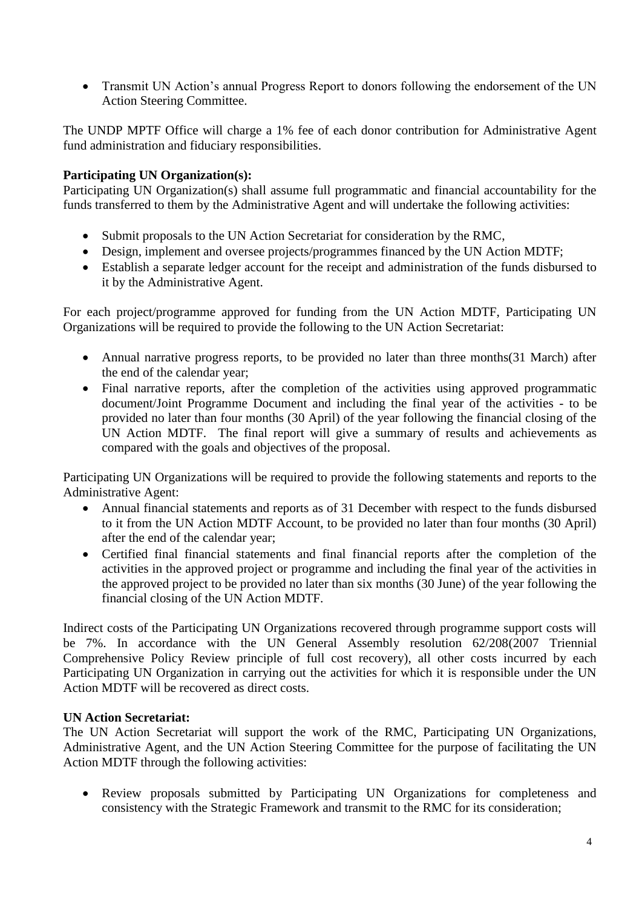- Transmit UN Action's annual Progress Report to donors following the endorsement of the UN Action Steering Committee.

The UNDP MPTF Office will charge a 1% fee of each donor contribution for Administrative Agent fund administration and fiduciary responsibilities.

**Participating UN Organization(s):**
Participating UN Organization(s) shall assume full programmatic and financial accountability for the funds transferred to them by the Administrative Agent and will undertake the following activities:

- Submit proposals to the UN Action Secretariat for consideration by the RMC,
- Design, implement and oversee projects/programmes financed by the UN Action MDTF;
- Establish a separate ledger account for the receipt and administration of the funds disbursed to it by the Administrative Agent.

For each project/programme approved for funding from the UN Action MDTF, Participating UN Organizations will be required to provide the following to the UN Action Secretariat:

- Annual narrative progress reports, to be provided no later than three months(31 March) after the end of the calendar year;
- Final narrative reports, after the completion of the activities using approved programmatic document/Joint Programme Document and including the final year of the activities - to be provided no later than four months (30 April) of the year following the financial closing of the UN Action MDTF. The final report will give a summary of results and achievements as compared with the goals and objectives of the proposal.

Participating UN Organizations will be required to provide the following statements and reports to the Administrative Agent:

- Annual financial statements and reports as of 31 December with respect to the funds disbursed to it from the UN Action MDTF Account, to be provided no later than four months (30 April) after the end of the calendar year;
- Certified final financial statements and final financial reports after the completion of the activities in the approved project or programme and including the final year of the activities in the approved project to be provided no later than six months (30 June) of the year following the financial closing of the UN Action MDTF.

Indirect costs of the Participating UN Organizations recovered through programme support costs will be 7%. In accordance with the UN General Assembly resolution 62/208(2007 Triennial Comprehensive Policy Review principle of full cost recovery), all other costs incurred by each Participating UN Organization in carrying out the activities for which it is responsible under the UN Action MDTF will be recovered as direct costs.

**UN Action Secretariat:**
The UN Action Secretariat will support the work of the RMC, Participating UN Organizations, Administrative Agent, and the UN Action Steering Committee for the purpose of facilitating the UN Action MDTF through the following activities:

- Review proposals submitted by Participating UN Organizations for completeness and consistency with the Strategic Framework and transmit to the RMC for its consideration;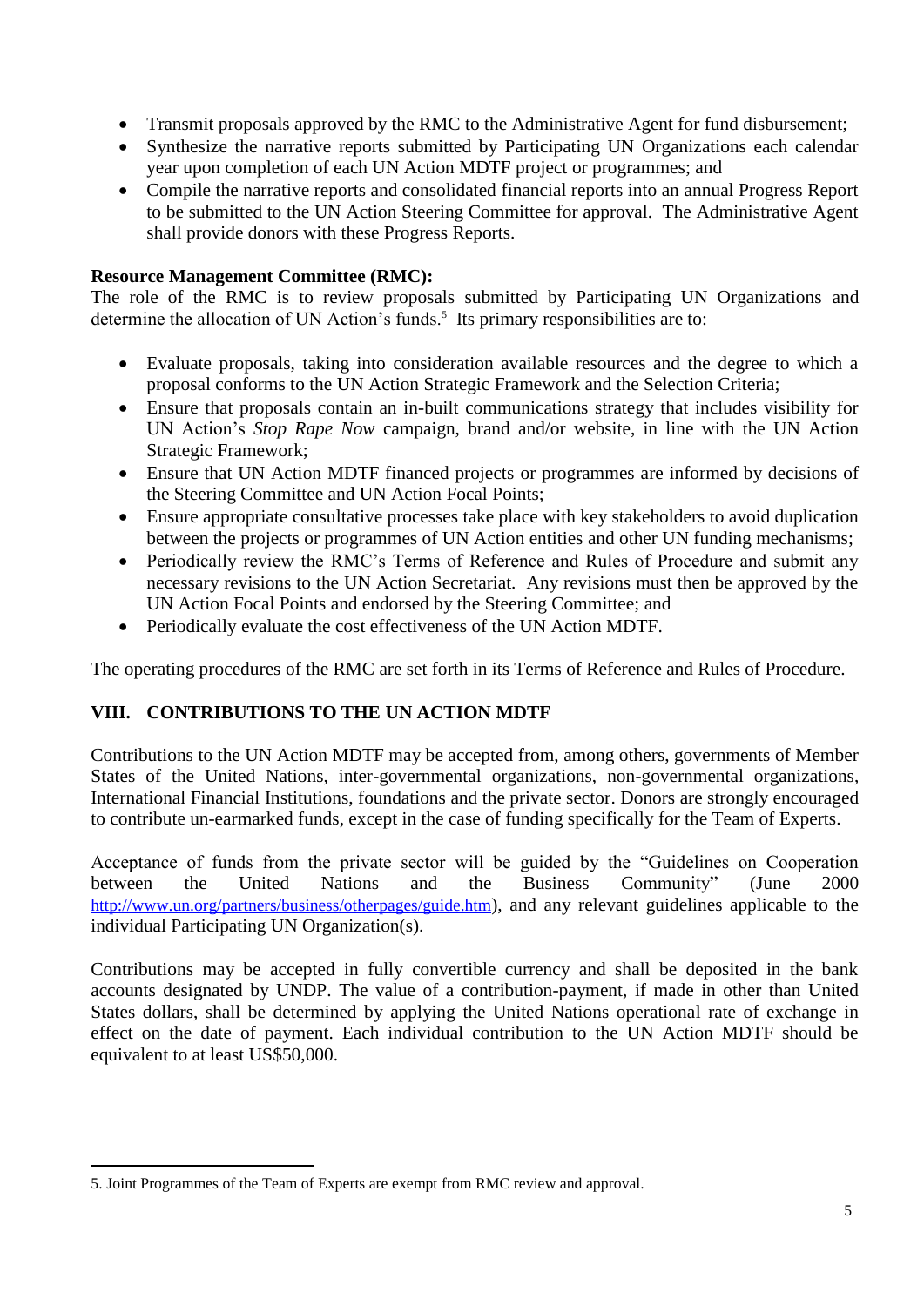- Transmit proposals approved by the RMC to the Administrative Agent for fund disbursement;
- Synthesize the narrative reports submitted by Participating UN Organizations each calendar year upon completion of each UN Action MDTF project or programmes; and
- Compile the narrative reports and consolidated financial reports into an annual Progress Report to be submitted to the UN Action Steering Committee for approval. The Administrative Agent shall provide donors with these Progress Reports.

**Resource Management Committee (RMC):**
The role of the RMC is to review proposals submitted by Participating UN Organizations and determine the allocation of UN Action's funds.[5] Its primary responsibilities are to:

- Evaluate proposals, taking into consideration available resources and the degree to which a proposal conforms to the UN Action Strategic Framework and the Selection Criteria;
- Ensure that proposals contain an in-built communications strategy that includes visibility for UN Action's *Stop Rape Now* campaign, brand and/or website, in line with the UN Action Strategic Framework;
- Ensure that UN Action MDTF financed projects or programmes are informed by decisions of the Steering Committee and UN Action Focal Points;
- Ensure appropriate consultative processes take place with key stakeholders to avoid duplication between the projects or programmes of UN Action entities and other UN funding mechanisms;
- Periodically review the RMC's Terms of Reference and Rules of Procedure and submit any necessary revisions to the UN Action Secretariat. Any revisions must then be approved by the UN Action Focal Points and endorsed by the Steering Committee; and
- Periodically evaluate the cost effectiveness of the UN Action MDTF.

The operating procedures of the RMC are set forth in its Terms of Reference and Rules of Procedure.

## VIII. CONTRIBUTIONS TO THE UN ACTION MDTF

Contributions to the UN Action MDTF may be accepted from, among others, governments of Member States of the United Nations, inter-governmental organizations, non-governmental organizations, International Financial Institutions, foundations and the private sector. Donors are strongly encouraged to contribute un-earmarked funds, except in the case of funding specifically for the Team of Experts.

Acceptance of funds from the private sector will be guided by the "Guidelines on Cooperation between the United Nations and the Business Community" (June 2000 http://www.un.org/partners/business/otherpages/guide.htm), and any relevant guidelines applicable to the individual Participating UN Organization(s).

Contributions may be accepted in fully convertible currency and shall be deposited in the bank accounts designated by UNDP. The value of a contribution-payment, if made in other than United States dollars, shall be determined by applying the United Nations operational rate of exchange in effect on the date of payment. Each individual contribution to the UN Action MDTF should be equivalent to at least US$50,000.

---

5. Joint Programmes of the Team of Experts are exempt from RMC review and approval.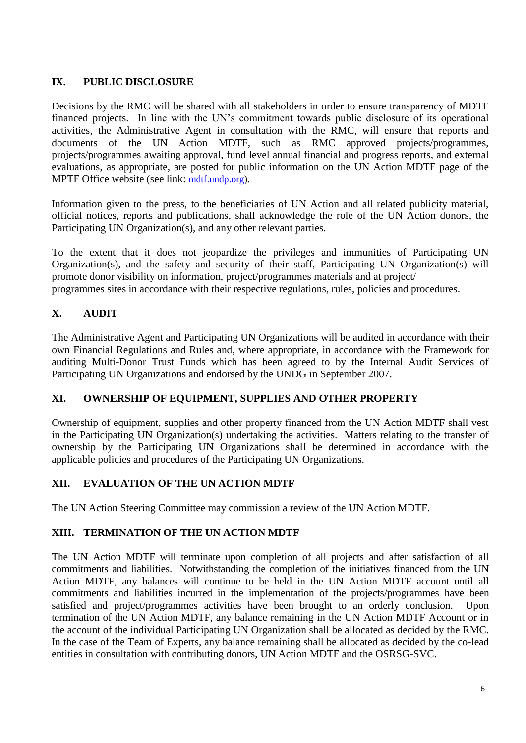## IX. PUBLIC DISCLOSURE

Decisions by the RMC will be shared with all stakeholders in order to ensure transparency of MDTF financed projects. In line with the UN's commitment towards public disclosure of its operational activities, the Administrative Agent in consultation with the RMC, will ensure that reports and documents of the UN Action MDTF, such as RMC approved projects/programmes, projects/programmes awaiting approval, fund level annual financial and progress reports, and external evaluations, as appropriate, are posted for public information on the UN Action MDTF page of the MPTF Office website (see link: mdtf.undp.org).

Information given to the press, to the beneficiaries of UN Action and all related publicity material, official notices, reports and publications, shall acknowledge the role of the UN Action donors, the Participating UN Organization(s), and any other relevant parties.

To the extent that it does not jeopardize the privileges and immunities of Participating UN Organization(s), and the safety and security of their staff, Participating UN Organization(s) will promote donor visibility on information, project/programmes materials and at project/ programmes sites in accordance with their respective regulations, rules, policies and procedures.

## X. AUDIT

The Administrative Agent and Participating UN Organizations will be audited in accordance with their own Financial Regulations and Rules and, where appropriate, in accordance with the Framework for auditing Multi-Donor Trust Funds which has been agreed to by the Internal Audit Services of Participating UN Organizations and endorsed by the UNDG in September 2007.

## XI. OWNERSHIP OF EQUIPMENT, SUPPLIES AND OTHER PROPERTY

Ownership of equipment, supplies and other property financed from the UN Action MDTF shall vest in the Participating UN Organization(s) undertaking the activities. Matters relating to the transfer of ownership by the Participating UN Organizations shall be determined in accordance with the applicable policies and procedures of the Participating UN Organizations.

## XII. EVALUATION OF THE UN ACTION MDTF

The UN Action Steering Committee may commission a review of the UN Action MDTF.

## XIII. TERMINATION OF THE UN ACTION MDTF

The UN Action MDTF will terminate upon completion of all projects and after satisfaction of all commitments and liabilities. Notwithstanding the completion of the initiatives financed from the UN Action MDTF, any balances will continue to be held in the UN Action MDTF account until all commitments and liabilities incurred in the implementation of the projects/programmes have been satisfied and project/programmes activities have been brought to an orderly conclusion. Upon termination of the UN Action MDTF, any balance remaining in the UN Action MDTF Account or in the account of the individual Participating UN Organization shall be allocated as decided by the RMC. In the case of the Team of Experts, any balance remaining shall be allocated as decided by the co-lead entities in consultation with contributing donors, UN Action MDTF and the OSRSG-SVC.